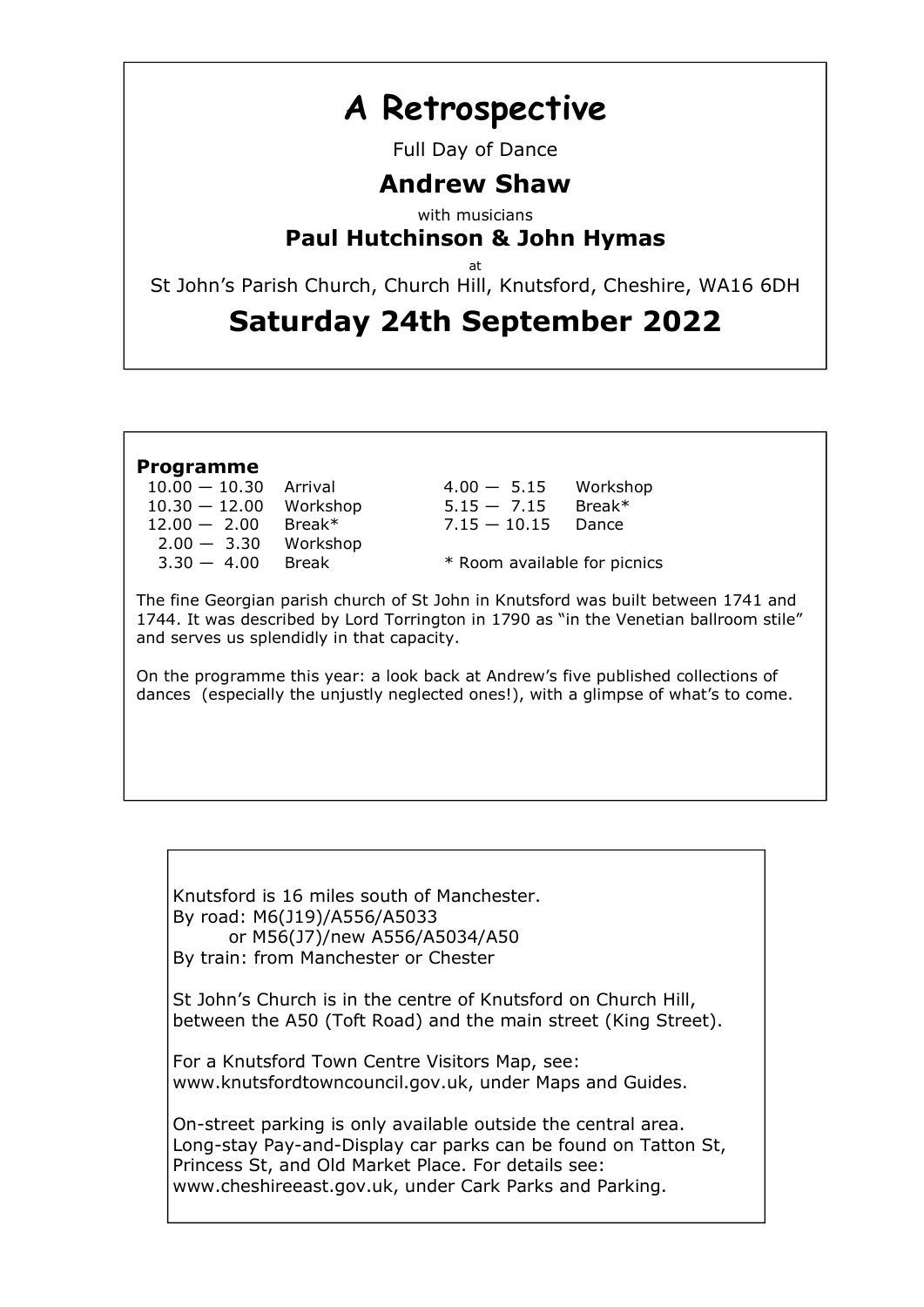# A Retrospective

Full Day of Dance

## Andrew Shaw

with musicians

### Paul Hutchinson & John Hymas

at

St John's Parish Church, Church Hill, Knutsford, Cheshire, WA16 6DH

## Saturday 24th September 2022

### Programme

| | |
|---|---|
| 10.00 — 10.30 | Arrival |
| 10.30 — 12.00 | Workshop |
| 12.00 — 2.00 | Break* |
| 2.00 — 3.30 | Workshop |
| 3.30 — 4.00 | Break |
| 4.00 — 5.15 | Workshop |
| 5.15 — 7.15 | Break* |
| 7.15 — 10.15 | Dance |

* Room available for picnics

The fine Georgian parish church of St John in Knutsford was built between 1741 and 1744. It was described by Lord Torrington in 1790 as "in the Venetian ballroom stile" and serves us splendidly in that capacity.

On the programme this year: a look back at Andrew's five published collections of dances (especially the unjustly neglected ones!), with a glimpse of what's to come.

Knutsford is 16 miles south of Manchester.
By road: M6(J19)/A556/A5033
or M56(J7)/new A556/A5034/A50
By train: from Manchester or Chester

St John's Church is in the centre of Knutsford on Church Hill, between the A50 (Toft Road) and the main street (King Street).

For a Knutsford Town Centre Visitors Map, see: www.knutsfordtowncouncil.gov.uk, under Maps and Guides.

On-street parking is only available outside the central area. Long-stay Pay-and-Display car parks can be found on Tatton St, Princess St, and Old Market Place. For details see: www.cheshireeast.gov.uk, under Cark Parks and Parking.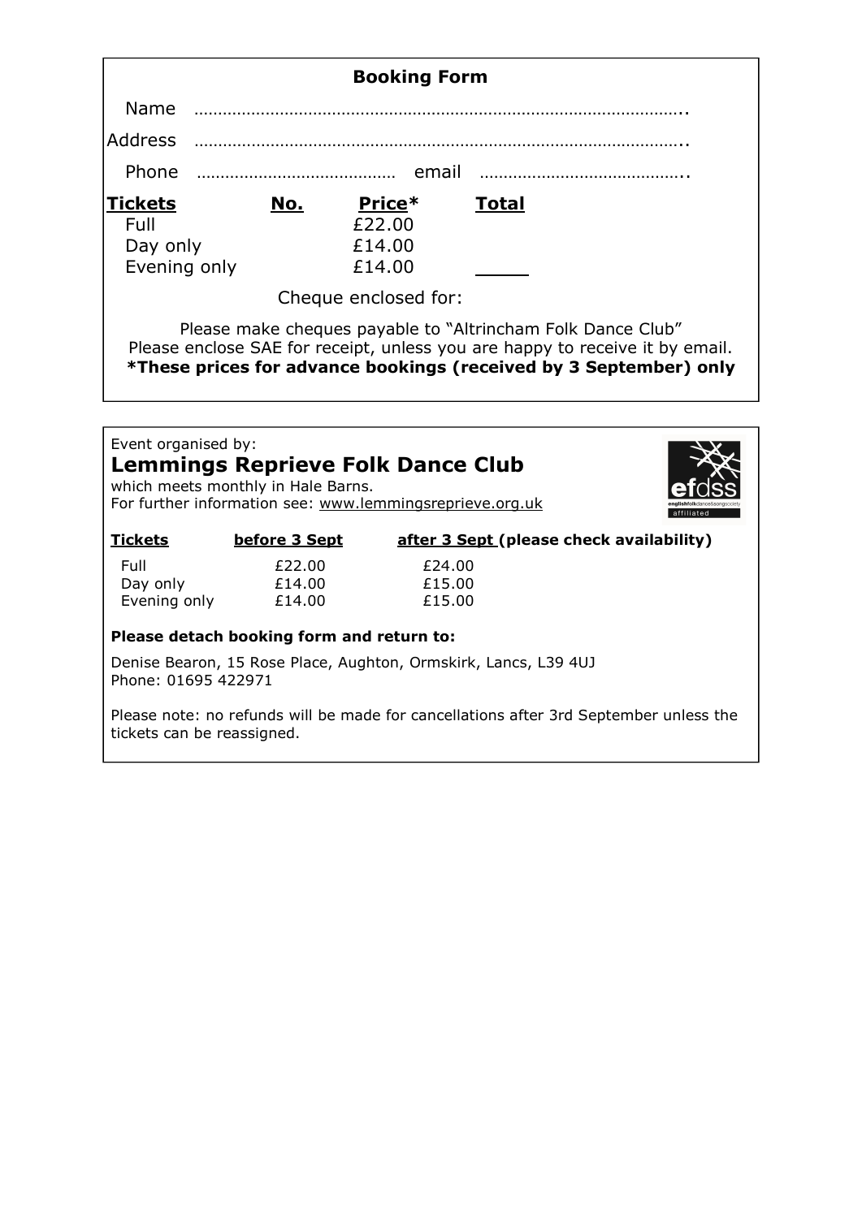## Booking Form

Name ……………………………………………………………………………………..

Address ……………………………………………………………………………………..

Phone ………………………………… email …………………………………..

| Tickets | No. | Price* | Total |
|---|---|---|---|
| Full | | £22.00 | |
| Day only | | £14.00 | |
| Evening only | | £14.00 | |
| | Cheque enclosed for: | | |

Please make cheques payable to "Altrincham Folk Dance Club"
Please enclose SAE for receipt, unless you are happy to receive it by email.
**\*These prices for advance bookings (received by 3 September) only**

Event organised by:

## Lemmings Reprieve Folk Dance Club

which meets monthly in Hale Barns.
For further information see: www.lemmingsreprieve.org.uk

efdss englishfolkdance&songsociety affiliated

| Tickets | before 3 Sept | after 3 Sept (please check availability) |
|---|---|---|
| Full | £22.00 | £24.00 |
| Day only | £14.00 | £15.00 |
| Evening only | £14.00 | £15.00 |

**Please detach booking form and return to:**

Denise Bearon, 15 Rose Place, Aughton, Ormskirk, Lancs, L39 4UJ
Phone: 01695 422971

Please note: no refunds will be made for cancellations after 3rd September unless the tickets can be reassigned.